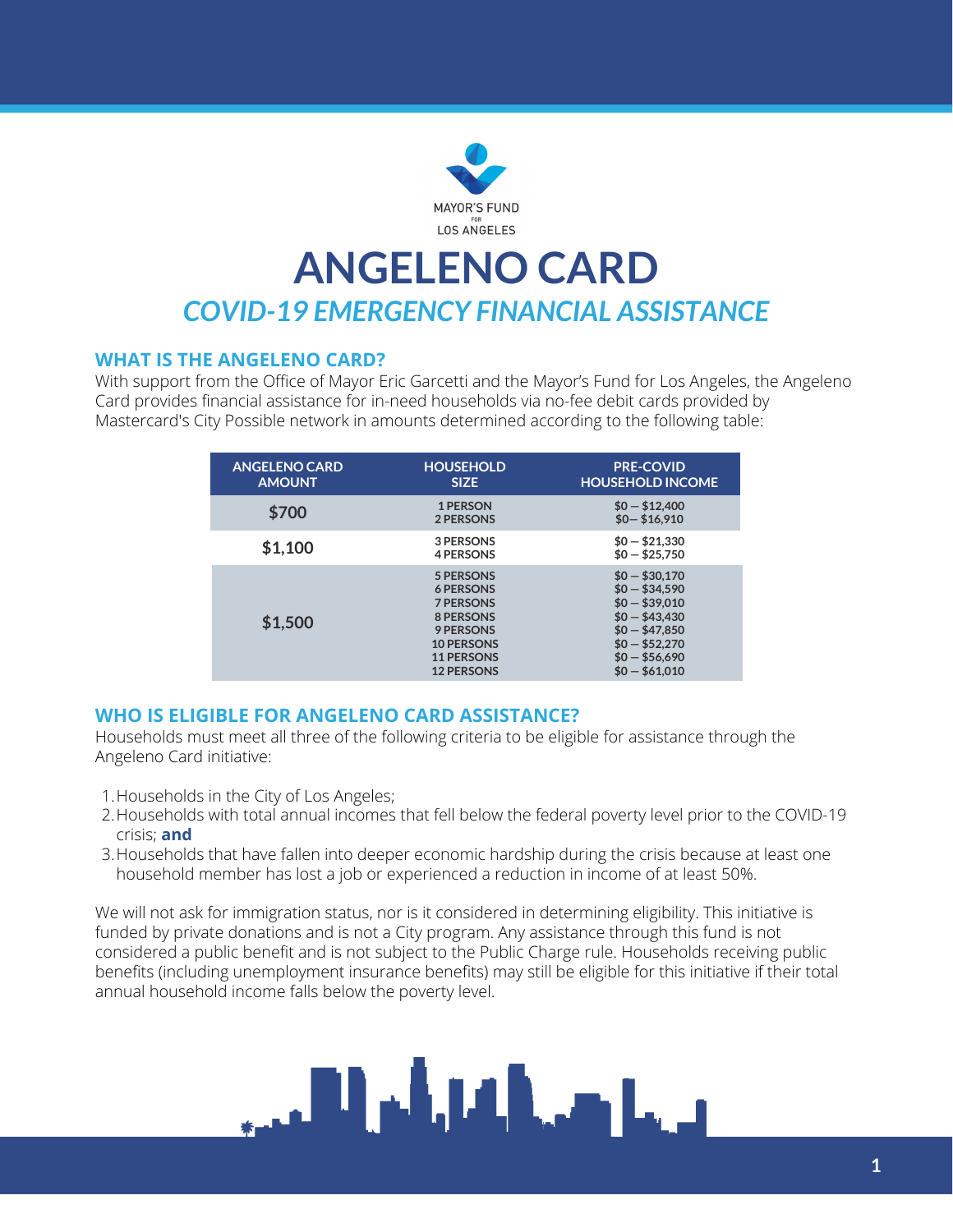MAYOR'S FUND FOR LOS ANGELES

# ANGELENO CARD

## *COVID-19 EMERGENCY FINANCIAL ASSISTANCE*

### WHAT IS THE ANGELENO CARD?

With support from the Office of Mayor Eric Garcetti and the Mayor's Fund for Los Angeles, the Angeleno Card provides financial assistance for in-need households via no-fee debit cards provided by Mastercard's City Possible network in amounts determined according to the following table:

| ANGELENO CARD AMOUNT | HOUSEHOLD SIZE | PRE-COVID HOUSEHOLD INCOME |
|---|---|---|
| $700 | 1 PERSON | $0 – $12,400 |
| | 2 PERSONS | $0– $16,910 |
| $1,100 | 3 PERSONS | $0 – $21,330 |
| | 4 PERSONS | $0 – $25,750 |
| $1,500 | 5 PERSONS | $0 – $30,170 |
| | 6 PERSONS | $0 – $34,590 |
| | 7 PERSONS | $0 – $39,010 |
| | 8 PERSONS | $0 – $43,430 |
| | 9 PERSONS | $0 – $47,850 |
| | 10 PERSONS | $0 – $52,270 |
| | 11 PERSONS | $0 – $56,690 |
| | 12 PERSONS | $0 – $61,010 |

### WHO IS ELIGIBLE FOR ANGELENO CARD ASSISTANCE?

Households must meet all three of the following criteria to be eligible for assistance through the Angeleno Card initiative:

1. Households in the City of Los Angeles;
2. Households with total annual incomes that fell below the federal poverty level prior to the COVID-19 crisis; **and**
3. Households that have fallen into deeper economic hardship during the crisis because at least one household member has lost a job or experienced a reduction in income of at least 50%.

We will not ask for immigration status, nor is it considered in determining eligibility. This initiative is funded by private donations and is not a City program. Any assistance through this fund is not considered a public benefit and is not subject to the Public Charge rule. Households receiving public benefits (including unemployment insurance benefits) may still be eligible for this initiative if their total annual household income falls below the poverty level.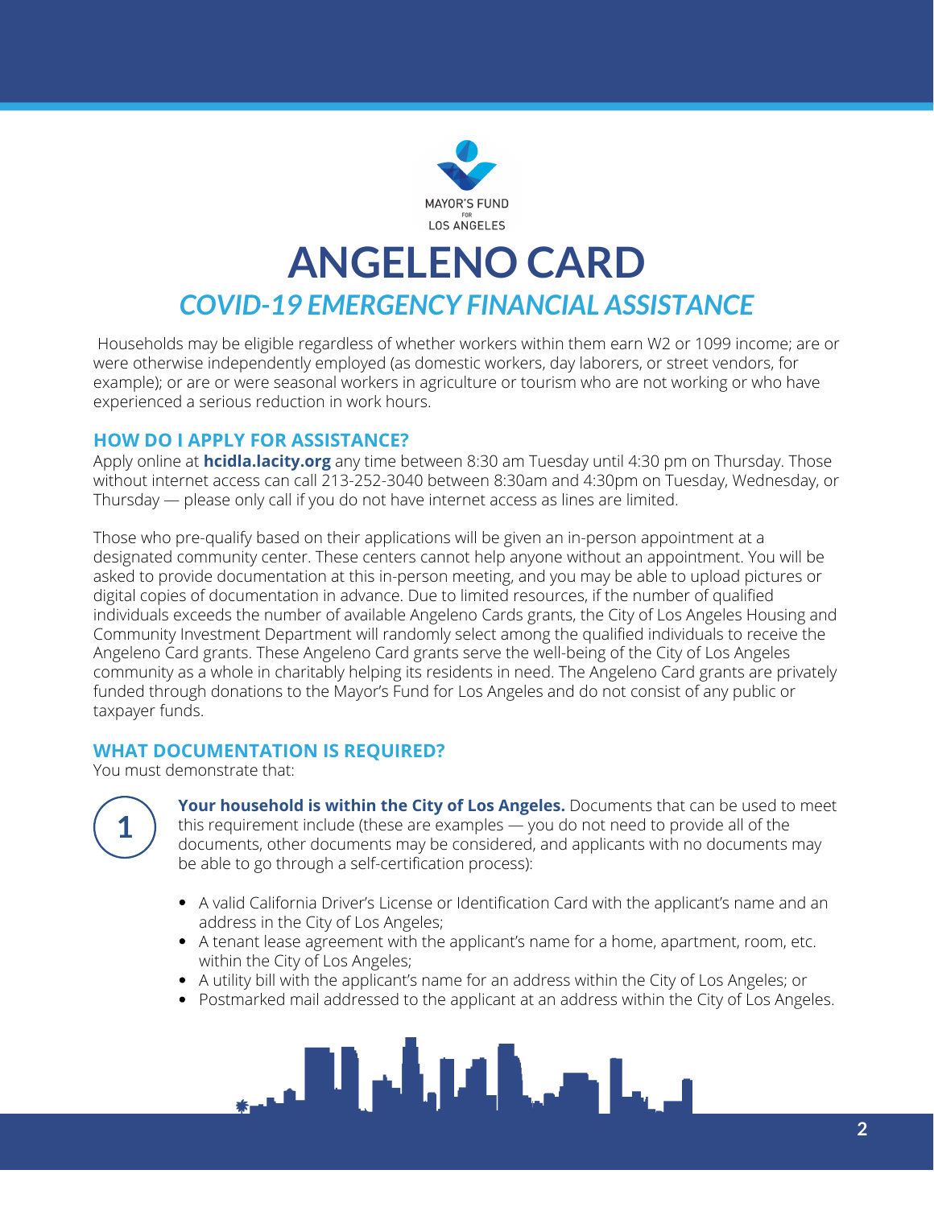MAYOR'S FUND FOR LOS ANGELES

# ANGELENO CARD

## *COVID-19 EMERGENCY FINANCIAL ASSISTANCE*

Households may be eligible regardless of whether workers within them earn W2 or 1099 income; are or were otherwise independently employed (as domestic workers, day laborers, or street vendors, for example); or are or were seasonal workers in agriculture or tourism who are not working or who have experienced a serious reduction in work hours.

### HOW DO I APPLY FOR ASSISTANCE?

Apply online at **hcidla.lacity.org** any time between 8:30 am Tuesday until 4:30 pm on Thursday. Those without internet access can call 213-252-3040 between 8:30am and 4:30pm on Tuesday, Wednesday, or Thursday — please only call if you do not have internet access as lines are limited.

Those who pre-qualify based on their applications will be given an in-person appointment at a designated community center. These centers cannot help anyone without an appointment. You will be asked to provide documentation at this in-person meeting, and you may be able to upload pictures or digital copies of documentation in advance. Due to limited resources, if the number of qualified individuals exceeds the number of available Angeleno Cards grants, the City of Los Angeles Housing and Community Investment Department will randomly select among the qualified individuals to receive the Angeleno Card grants. These Angeleno Card grants serve the well-being of the City of Los Angeles community as a whole in charitably helping its residents in need. The Angeleno Card grants are privately funded through donations to the Mayor's Fund for Los Angeles and do not consist of any public or taxpayer funds.

### WHAT DOCUMENTATION IS REQUIRED?

You must demonstrate that:

1. **Your household is within the City of Los Angeles.** Documents that can be used to meet this requirement include (these are examples — you do not need to provide all of the documents, other documents may be considered, and applicants with no documents may be able to go through a self-certification process):

   - A valid California Driver's License or Identification Card with the applicant's name and an address in the City of Los Angeles;
   - A tenant lease agreement with the applicant's name for a home, apartment, room, etc. within the City of Los Angeles;
   - A utility bill with the applicant's name for an address within the City of Los Angeles; or
   - Postmarked mail addressed to the applicant at an address within the City of Los Angeles.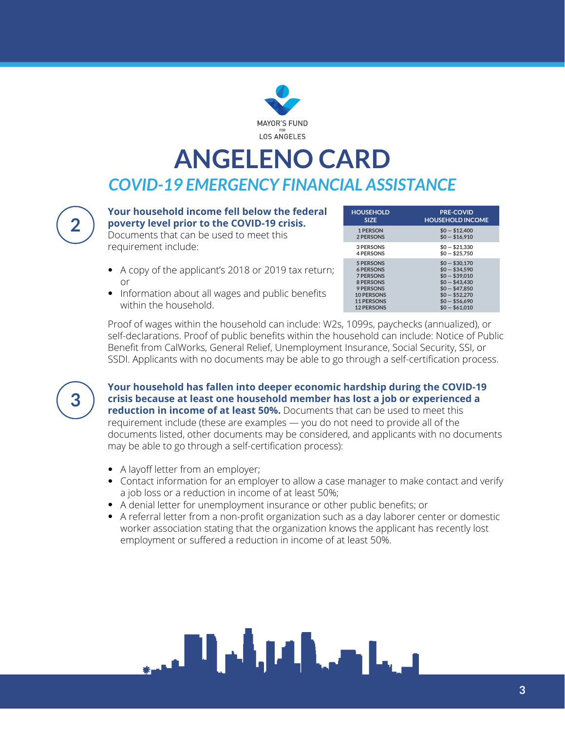MAYOR'S FUND FOR LOS ANGELES

# ANGELENO CARD

## *COVID-19 EMERGENCY FINANCIAL ASSISTANCE*

**2**

**Your household income fell below the federal poverty level prior to the COVID-19 crisis.** Documents that can be used to meet this requirement include:

- A copy of the applicant's 2018 or 2019 tax return; or
- Information about all wages and public benefits within the household.

| HOUSEHOLD SIZE | PRE-COVID HOUSEHOLD INCOME |
|---|---|
| 1 PERSON | $0 – $12,400 |
| 2 PERSONS | $0 – $16,910 |
| 3 PERSONS | $0 – $21,330 |
| 4 PERSONS | $0 – $25,750 |
| 5 PERSONS | $0 – $30,170 |
| 6 PERSONS | $0 – $34,590 |
| 7 PERSONS | $0 – $39,010 |
| 8 PERSONS | $0 – $43,430 |
| 9 PERSONS | $0 – $47,850 |
| 10 PERSONS | $0 – $52,270 |
| 11 PERSONS | $0 – $56,690 |
| 12 PERSONS | $0 – $61,010 |

Proof of wages within the household can include: W2s, 1099s, paychecks (annualized), or self-declarations. Proof of public benefits within the household can include: Notice of Public Benefit from CalWorks, General Relief, Unemployment Insurance, Social Security, SSI, or SSDI. Applicants with no documents may be able to go through a self-certification process.

**3**

**Your household has fallen into deeper economic hardship during the COVID-19 crisis because at least one household member has lost a job or experienced a reduction in income of at least 50%.** Documents that can be used to meet this requirement include (these are examples — you do not need to provide all of the documents listed, other documents may be considered, and applicants with no documents may be able to go through a self-certification process):

- A layoff letter from an employer;
- Contact information for an employer to allow a case manager to make contact and verify a job loss or a reduction in income of at least 50%;
- A denial letter for unemployment insurance or other public benefits; or
- A referral letter from a non-profit organization such as a day laborer center or domestic worker association stating that the organization knows the applicant has recently lost employment or suffered a reduction in income of at least 50%.